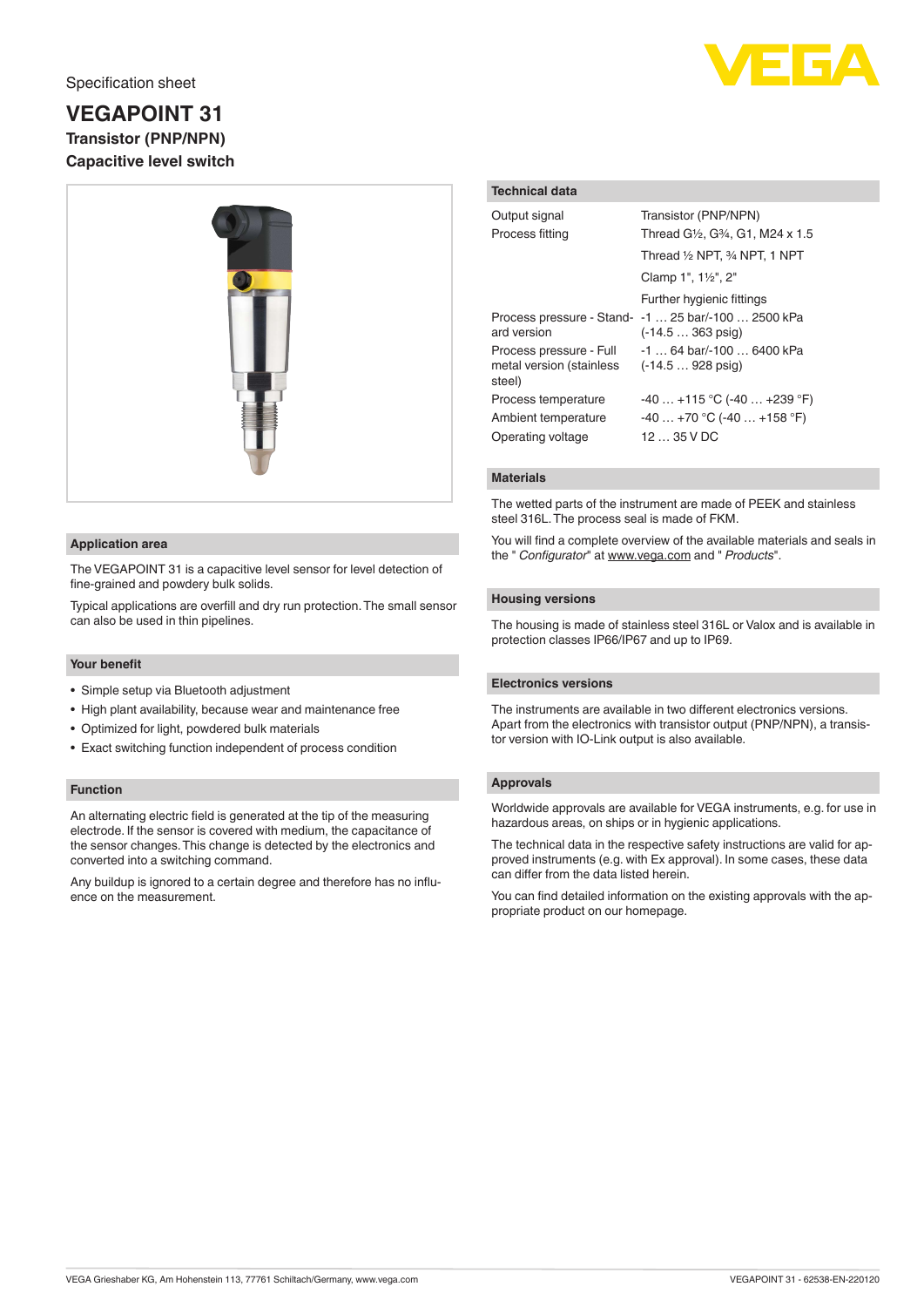Specification sheet

# VEGAPOINT 31

**Transistor (PNP/NPN)**

**Capacitive level switch**

## Application area

The VEGAPOINT 31 is a capacitive level sensor for level detection of fine-grained and powdery bulk solids.

Typical applications are overfill and dry run protection. The small sensor can also be used in thin pipelines.

## Your benefit

- Simple setup via Bluetooth adjustment
- High plant availability, because wear and maintenance free
- Optimized for light, powdered bulk materials
- Exact switching function independent of process condition

## Function

An alternating electric field is generated at the tip of the measuring electrode. If the sensor is covered with medium, the capacitance of the sensor changes. This change is detected by the electronics and converted into a switching command.

Any buildup is ignored to a certain degree and therefore has no influence on the measurement.

## Technical data

| | |
|---|---|
| Output signal | Transistor (PNP/NPN) |
| Process fitting | Thread G½, G¾, G1, M24 x 1.5 |
| | Thread ½ NPT, ¾ NPT, 1 NPT |
| | Clamp 1", 1½", 2" |
| | Further hygienic fittings |
| Process pressure - Standard version | -1 … 25 bar/-100 … 2500 kPa (-14.5 … 363 psig) |
| Process pressure - Full metal version (stainless steel) | -1 … 64 bar/-100 … 6400 kPa (-14.5 … 928 psig) |
| Process temperature | -40 … +115 °C (-40 … +239 °F) |
| Ambient temperature | -40 … +70 °C (-40 … +158 °F) |
| Operating voltage | 12 … 35 V DC |

## Materials

The wetted parts of the instrument are made of PEEK and stainless steel 316L. The process seal is made of FKM.

You will find a complete overview of the available materials and seals in the " *Configurator*" at www.vega.com and " *Products*".

## Housing versions

The housing is made of stainless steel 316L or Valox and is available in protection classes IP66/IP67 and up to IP69.

## Electronics versions

The instruments are available in two different electronics versions. Apart from the electronics with transistor output (PNP/NPN), a transistor version with IO-Link output is also available.

## Approvals

Worldwide approvals are available for VEGA instruments, e.g. for use in hazardous areas, on ships or in hygienic applications.

The technical data in the respective safety instructions are valid for approved instruments (e.g. with Ex approval). In some cases, these data can differ from the data listed herein.

You can find detailed information on the existing approvals with the appropriate product on our homepage.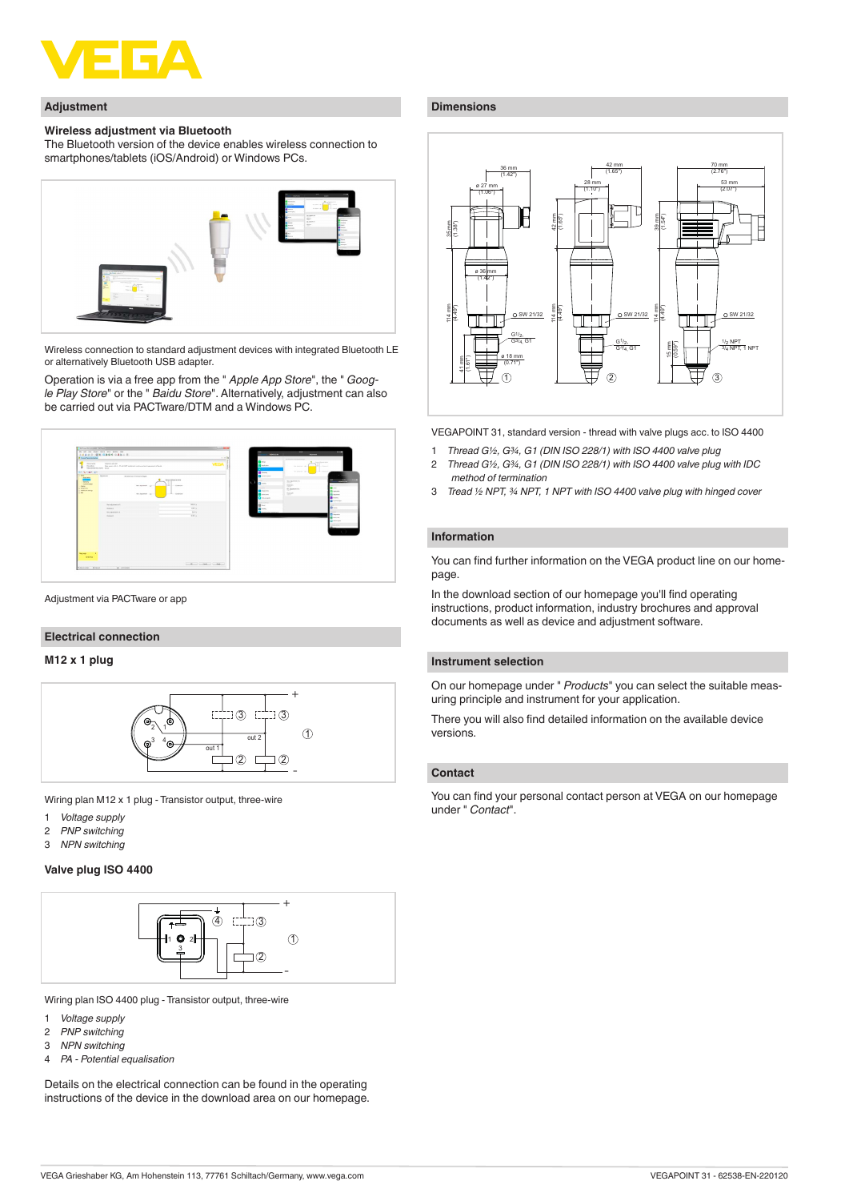## Adjustment

### Wireless adjustment via Bluetooth

The Bluetooth version of the device enables wireless connection to smartphones/tablets (iOS/Android) or Windows PCs.

Wireless connection to standard adjustment devices with integrated Bluetooth LE or alternatively Bluetooth USB adapter.

Operation is via a free app from the " *Apple App Store*", the " *Google Play Store*" or the " *Baidu Store*". Alternatively, adjustment can also be carried out via PACTware/DTM and a Windows PC.

Adjustment via PACTware or app

## Electrical connection

### M12 x 1 plug

Wiring plan M12 x 1 plug - Transistor output, three-wire

1. *Voltage supply*
2. *PNP switching*
3. *NPN switching*

### Valve plug ISO 4400

Wiring plan ISO 4400 plug - Transistor output, three-wire

1. *Voltage supply*
2. *PNP switching*
3. *NPN switching*
4. *PA - Potential equalisation*

Details on the electrical connection can be found in the operating instructions of the device in the download area on our homepage.

## Dimensions

VEGAPOINT 31, standard version - thread with valve plugs acc. to ISO 4400

1. *Thread G½, G¾, G1 (DIN ISO 228/1) with ISO 4400 valve plug*
2. *Thread G½, G¾, G1 (DIN ISO 228/1) with ISO 4400 valve plug with IDC method of termination*
3. *Tread ½ NPT, ¾ NPT, 1 NPT with ISO 4400 valve plug with hinged cover*

## Information

You can find further information on the VEGA product line on our homepage.

In the download section of our homepage you'll find operating instructions, product information, industry brochures and approval documents as well as device and adjustment software.

## Instrument selection

On our homepage under " *Products*" you can select the suitable measuring principle and instrument for your application.

There you will also find detailed information on the available device versions.

## Contact

You can find your personal contact person at VEGA on our homepage under " *Contact*".